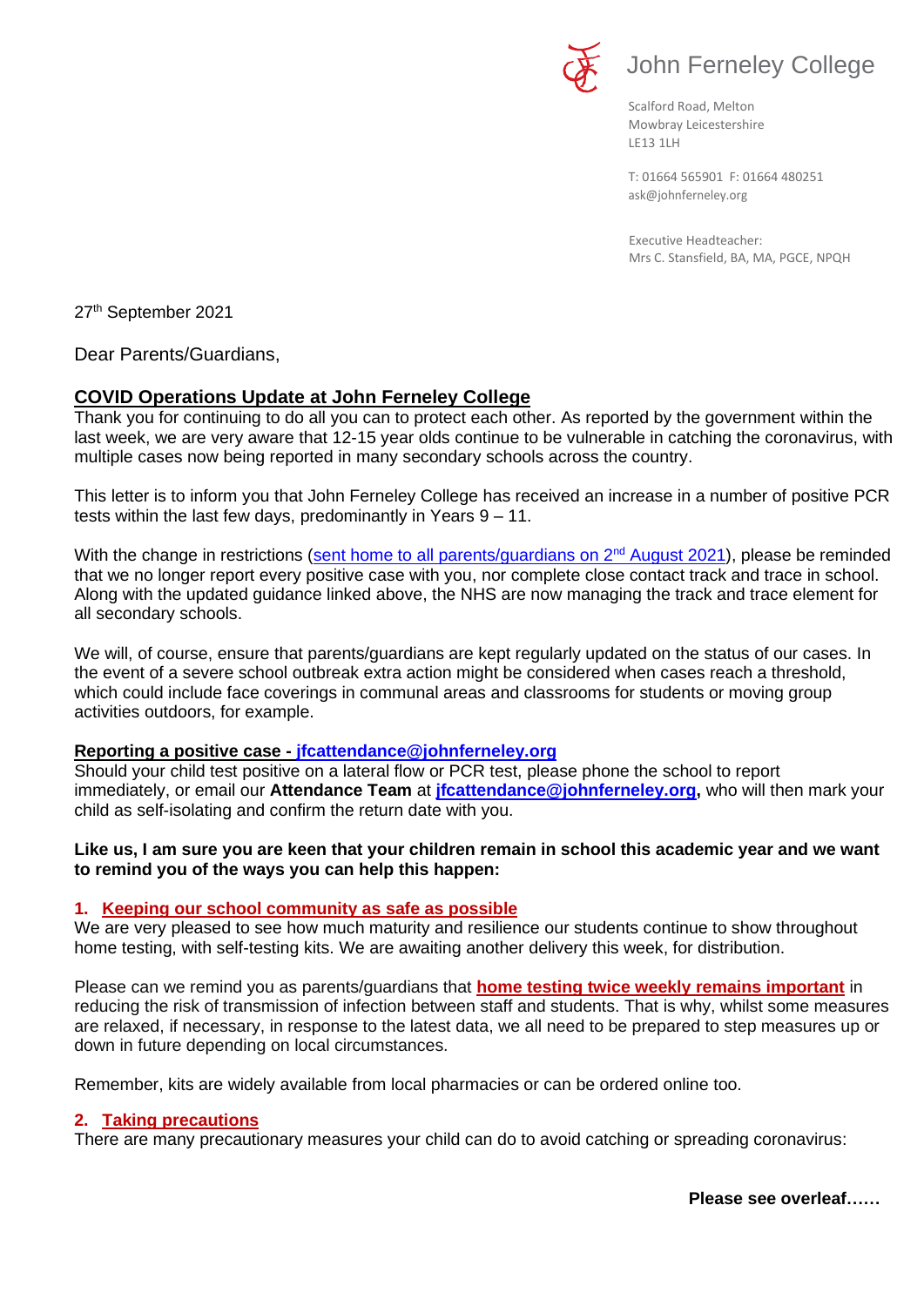John Ferneley College

Scalford Road, Melton
Mowbray Leicestershire
LE13 1LH

T: 01664 565901 F: 01664 480251
ask@johnferneley.org

Executive Headteacher:
Mrs C. Stansfield, BA, MA, PGCE, NPQH

27th September 2021

Dear Parents/Guardians,

## COVID Operations Update at John Ferneley College

Thank you for continuing to do all you can to protect each other. As reported by the government within the last week, we are very aware that 12-15 year olds continue to be vulnerable in catching the coronavirus, with multiple cases now being reported in many secondary schools across the country.

This letter is to inform you that John Ferneley College has received an increase in a number of positive PCR tests within the last few days, predominantly in Years 9 – 11.

With the change in restrictions (sent home to all parents/guardians on 2nd August 2021), please be reminded that we no longer report every positive case with you, nor complete close contact track and trace in school. Along with the updated guidance linked above, the NHS are now managing the track and trace element for all secondary schools.

We will, of course, ensure that parents/guardians are kept regularly updated on the status of our cases. In the event of a severe school outbreak extra action might be considered when cases reach a threshold, which could include face coverings in communal areas and classrooms for students or moving group activities outdoors, for example.

**Reporting a positive case - jfcattendance@johnferneley.org**

Should your child test positive on a lateral flow or PCR test, please phone the school to report immediately, or email our **Attendance Team** at **jfcattendance@johnferneley.org,** who will then mark your child as self-isolating and confirm the return date with you.

**Like us, I am sure you are keen that your children remain in school this academic year and we want to remind you of the ways you can help this happen:**

### 1. Keeping our school community as safe as possible

We are very pleased to see how much maturity and resilience our students continue to show throughout home testing, with self-testing kits. We are awaiting another delivery this week, for distribution.

Please can we remind you as parents/guardians that **home testing twice weekly remains important** in reducing the risk of transmission of infection between staff and students. That is why, whilst some measures are relaxed, if necessary, in response to the latest data, we all need to be prepared to step measures up or down in future depending on local circumstances.

Remember, kits are widely available from local pharmacies or can be ordered online too.

### 2. Taking precautions

There are many precautionary measures your child can do to avoid catching or spreading coronavirus:

**Please see overleaf……**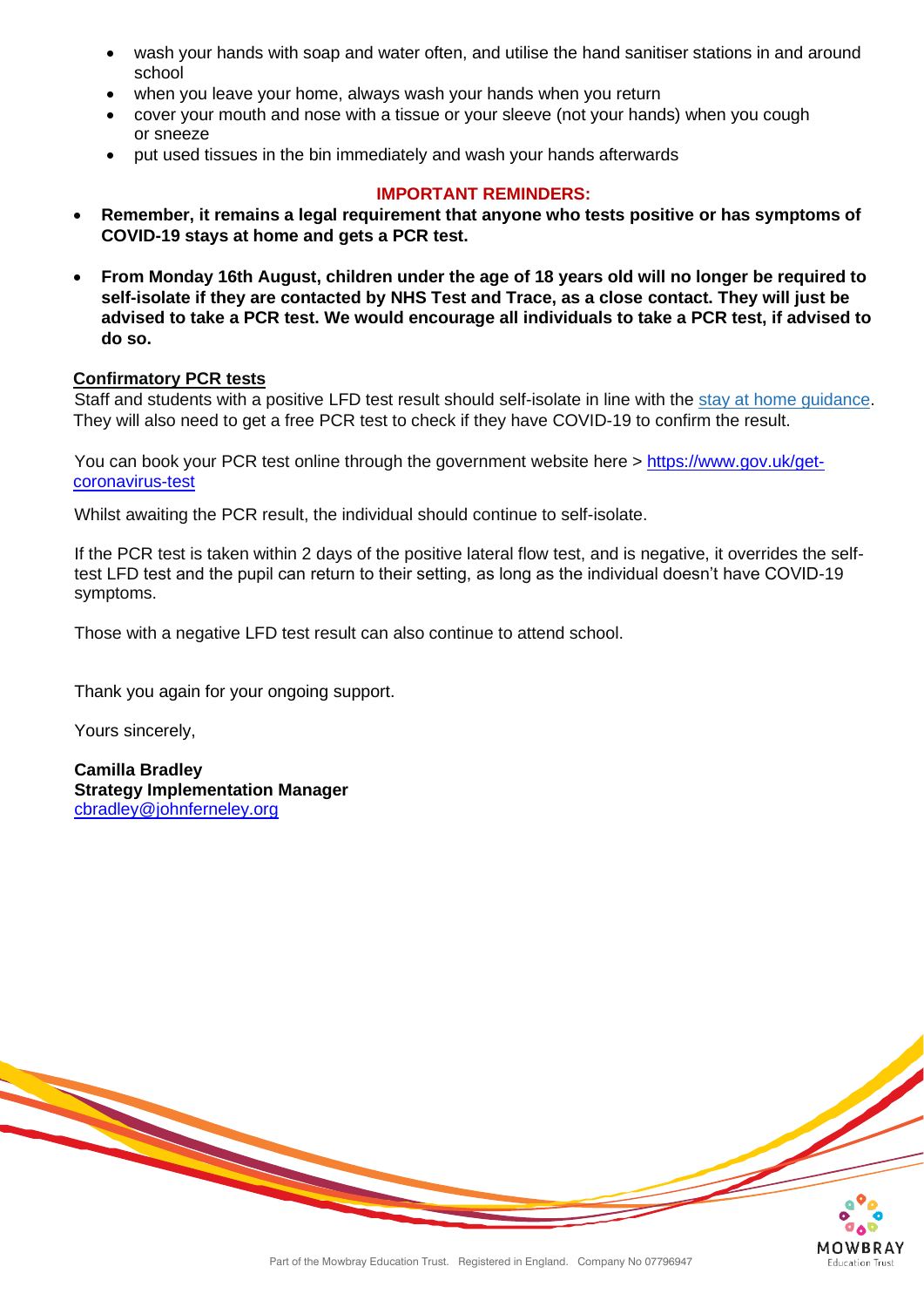- wash your hands with soap and water often, and utilise the hand sanitiser stations in and around school
- when you leave your home, always wash your hands when you return
- cover your mouth and nose with a tissue or your sleeve (not your hands) when you cough or sneeze
- put used tissues in the bin immediately and wash your hands afterwards

**IMPORTANT REMINDERS:**

- **Remember, it remains a legal requirement that anyone who tests positive or has symptoms of COVID-19 stays at home and gets a PCR test.**
- **From Monday 16th August, children under the age of 18 years old will no longer be required to self-isolate if they are contacted by NHS Test and Trace, as a close contact. They will just be advised to take a PCR test. We would encourage all individuals to take a PCR test, if advised to do so.**

**Confirmatory PCR tests**

Staff and students with a positive LFD test result should self-isolate in line with the stay at home guidance. They will also need to get a free PCR test to check if they have COVID-19 to confirm the result.

You can book your PCR test online through the government website here > https://www.gov.uk/get-coronavirus-test

Whilst awaiting the PCR result, the individual should continue to self-isolate.

If the PCR test is taken within 2 days of the positive lateral flow test, and is negative, it overrides the self-test LFD test and the pupil can return to their setting, as long as the individual doesn't have COVID-19 symptoms.

Those with a negative LFD test result can also continue to attend school.

Thank you again for your ongoing support.

Yours sincerely,

**Camilla Bradley**
**Strategy Implementation Manager**
cbradley@johnferneley.org

Part of the Mowbray Education Trust. Registered in England. Company No 07796947